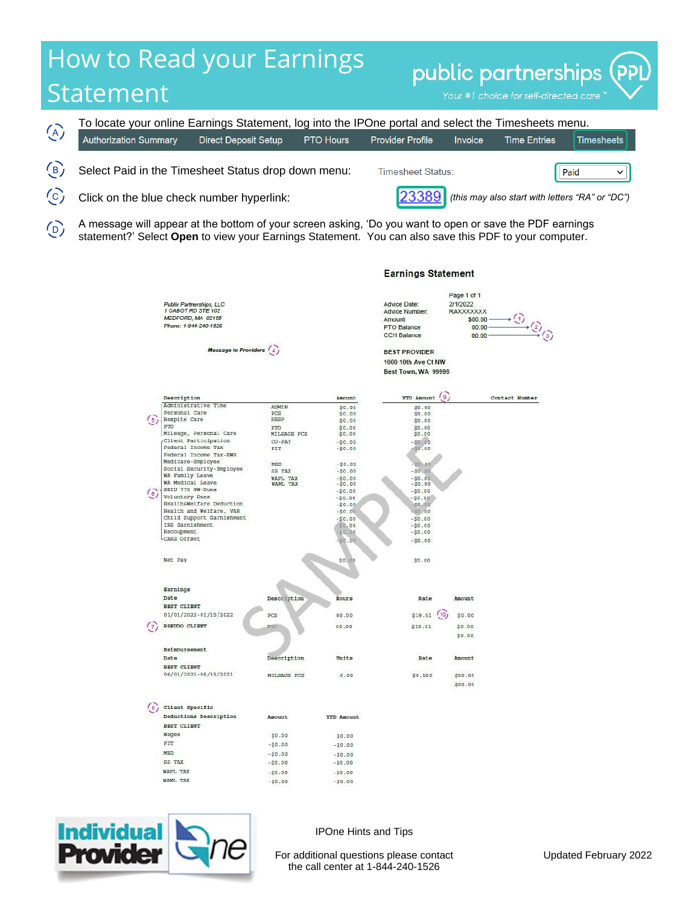# How to Read your Earnings Statement

public partnerships (PPL)
*Your #1 choice for self-directed care™*

**(A)** To locate your online Earnings Statement, log into the IPOne portal and select the Timesheets menu.

| Authorization Summary | Direct Deposit Setup | PTO Hours | Provider Profile | Invoice | Time Entries | Timesheets |
|---|---|---|---|---|---|---|

**(B)** Select Paid in the Timesheet Status drop down menu: Timesheet Status: Paid

**(C)** Click on the blue check number hyperlink: 23389 *(this may also start with letters "RA" or "DC")*

**(D)** A message will appear at the bottom of your screen asking, 'Do you want to open or save the PDF earnings statement?' Select **Open** to view your Earnings Statement. You can also save this PDF to your computer.

## Earnings Statement

*Public Partnerships, LLC*
*1 CABOT RD STE 102*
*MEDFORD, MA 02155*
*Phone: 1-844-240-1526*

Page 1 of 1

Advice Date: 2/1/2022
Advice Number: RAXXXXXXX
Amount: $00.00 (1)
PTO Balance: 00.00 (2)
CCH Balance: 00.00 (3)

***Message to Providers*** (4)

**BEST PROVIDER**
**1000 10th Ave Ct NW**
**Best Town, WA 99999**

| Description | | Amount | YTD Amount (9) | Contact Number |
|---|---|---|---|---|
| Administrative Time | ADMIN | $0.00 | $0.00 | |
| Personal Care | PCS | $0.00 | $0.00 | |
| Respite Care (5) | RESP | $0.00 | $0.00 | |
| PTO | PTO | $0.00 | $0.00 | |
| Mileage, Personal Care | MILEAGE PCS | $0.00 | $0.00 | |
| Client Participation | CO-PAY | -$0.00 | -$0.00 | |
| Federal Income Tax | FIT | -$0.00 | -$0.00 | |
| Federal Income Tax-EWH | | | | |
| Medicare-Employee | MED | -$0.00 | -$0.00 | |
| Social Security-Employee | SS TAX | -$0.00 | -$0.00 | |
| WA Family Leave | WAFL TAX | -$0.00 | -$0.00 | |
| WA Medical Leave | WAML TAX | -$0.00 | -$0.00 | |
| SEIU 775 NW-Dues (6) | | -$0.00 | -$0.00 | |
| Voluntary Dues | | -$0.00 | -$0.00 | |
| Health&Welfare Deduction | | -$0.00 | -$0.00 | |
| Health and Welfare, VAR | | -$0.00 | -$0.00 | |
| Child Support Garnishment | | -$0.00 | -$0.00 | |
| IRS Garnishment | | -$0.00 | -$0.00 | |
| Recoupment | | -$0.00 | -$0.00 | |
| CARS Offset | | -$0.00 | -$0.00 | |
| Net Pay | | $0.00 | $0.00 | |

**Earnings**

| Date | Description | Hours | Rate | Amount |
|---|---|---|---|---|
| **BEST CLIENT** | | | | |
| 01/01/2022-01/15/2022 | PCS | 00.00 | $19.51 (10) | $0.00 |
| **PSEUDO CLIENT** (7) | PTO | 00.00 | $19.51 | $0.00 |
| | | | | $0.00 |

**Reimbursement**

| Date | Description | Units | Rate | Amount |
|---|---|---|---|---|
| **BEST CLIENT** | | | | |
| 06/01/2021-06/15/2021 | MILEAGE PCS | 0.00 | $0.560 | $00.00 |
| | | | | $00.00 |

(8) **Client Specific**

| Deductions Description | Amount | YTD Amount |
|---|---|---|
| **BEST CLIENT** | | |
| Wages | $0.00 | $0.00 |
| FIT | -$0.00 | -$0.00 |
| MED | -$0.00 | -$0.00 |
| SS TAX | -$0.00 | -$0.00 |
| WAFL TAX | -$0.00 | -$0.00 |
| WAML TAX | -$0.00 | -$0.00 |

Individual Provider One

IPOne Hints and Tips

For additional questions please contact the call center at 1-844-240-1526

Updated February 2022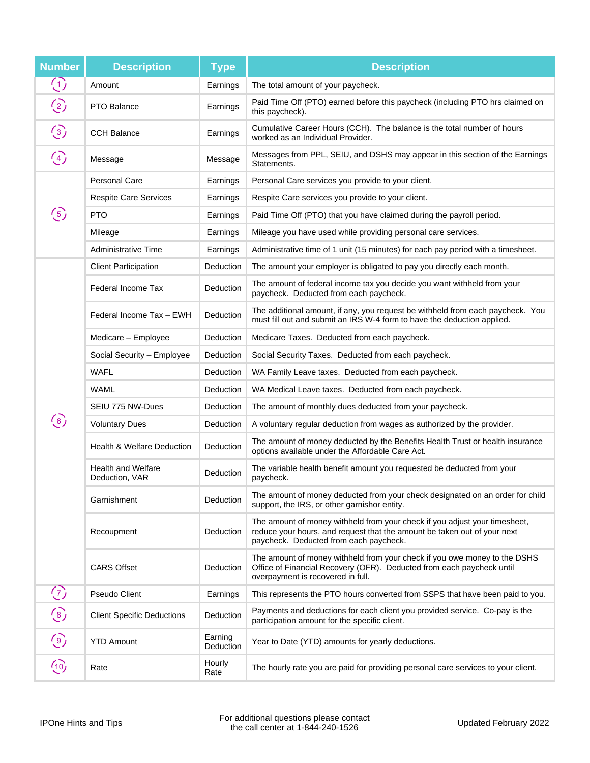| Number | Description | Type | Description |
|---|---|---|---|
| 1 | Amount | Earnings | The total amount of your paycheck. |
| 2 | PTO Balance | Earnings | Paid Time Off (PTO) earned before this paycheck (including PTO hrs claimed on this paycheck). |
| 3 | CCH Balance | Earnings | Cumulative Career Hours (CCH). The balance is the total number of hours worked as an Individual Provider. |
| 4 | Message | Message | Messages from PPL, SEIU, and DSHS may appear in this section of the Earnings Statements. |
| 5 | Personal Care | Earnings | Personal Care services you provide to your client. |
| | Respite Care Services | Earnings | Respite Care services you provide to your client. |
| | PTO | Earnings | Paid Time Off (PTO) that you have claimed during the payroll period. |
| | Mileage | Earnings | Mileage you have used while providing personal care services. |
| | Administrative Time | Earnings | Administrative time of 1 unit (15 minutes) for each pay period with a timesheet. |
| 6 | Client Participation | Deduction | The amount your employer is obligated to pay you directly each month. |
| | Federal Income Tax | Deduction | The amount of federal income tax you decide you want withheld from your paycheck. Deducted from each paycheck. |
| | Federal Income Tax – EWH | Deduction | The additional amount, if any, you request be withheld from each paycheck. You must fill out and submit an IRS W-4 form to have the deduction applied. |
| | Medicare – Employee | Deduction | Medicare Taxes. Deducted from each paycheck. |
| | Social Security – Employee | Deduction | Social Security Taxes. Deducted from each paycheck. |
| | WAFL | Deduction | WA Family Leave taxes. Deducted from each paycheck. |
| | WAML | Deduction | WA Medical Leave taxes. Deducted from each paycheck. |
| | SEIU 775 NW-Dues | Deduction | The amount of monthly dues deducted from your paycheck. |
| | Voluntary Dues | Deduction | A voluntary regular deduction from wages as authorized by the provider. |
| | Health & Welfare Deduction | Deduction | The amount of money deducted by the Benefits Health Trust or health insurance options available under the Affordable Care Act. |
| | Health and Welfare Deduction, VAR | Deduction | The variable health benefit amount you requested be deducted from your paycheck. |
| | Garnishment | Deduction | The amount of money deducted from your check designated on an order for child support, the IRS, or other garnishor entity. |
| | Recoupment | Deduction | The amount of money withheld from your check if you adjust your timesheet, reduce your hours, and request that the amount be taken out of your next paycheck. Deducted from each paycheck. |
| | CARS Offset | Deduction | The amount of money withheld from your check if you owe money to the DSHS Office of Financial Recovery (OFR). Deducted from each paycheck until overpayment is recovered in full. |
| 7 | Pseudo Client | Earnings | This represents the PTO hours converted from SSPS that have been paid to you. |
| 8 | Client Specific Deductions | Deduction | Payments and deductions for each client you provided service. Co-pay is the participation amount for the specific client. |
| 9 | YTD Amount | Earning Deduction | Year to Date (YTD) amounts for yearly deductions. |
| 10 | Rate | Hourly Rate | The hourly rate you are paid for providing personal care services to your client. |

For additional questions please contact the call center at 1-844-240-1526